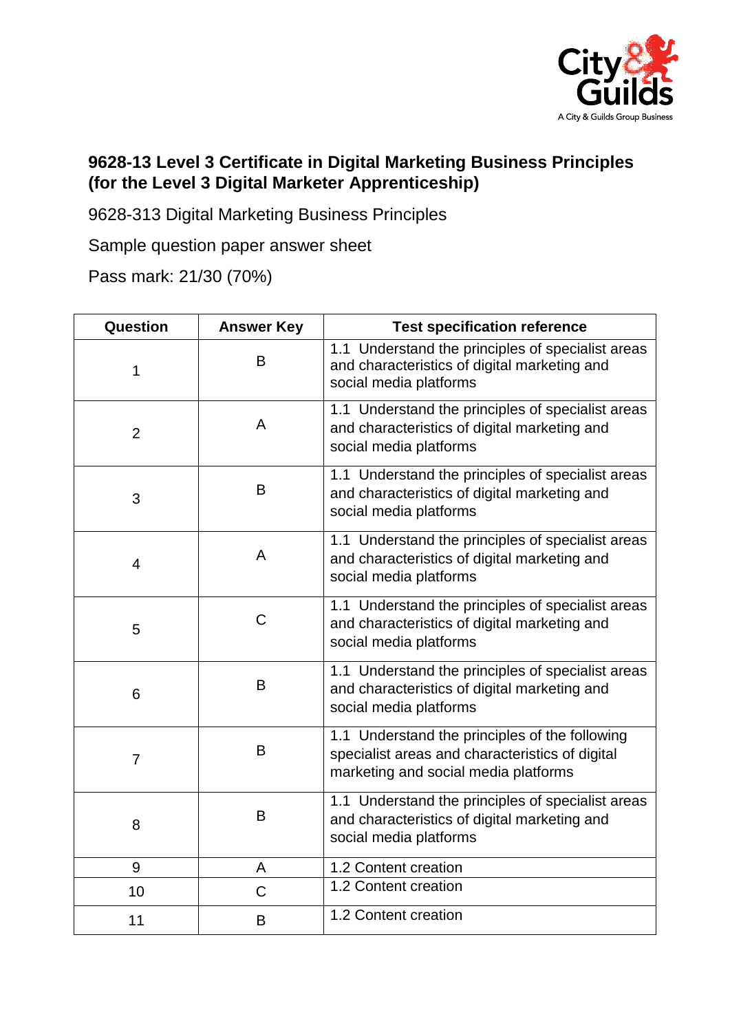# 9628-13 Level 3 Certificate in Digital Marketing Business Principles (for the Level 3 Digital Marketer Apprenticeship)

9628-313 Digital Marketing Business Principles

Sample question paper answer sheet

Pass mark: 21/30 (70%)

| Question | Answer Key | Test specification reference |
|---|---|---|
| 1 | B | 1.1 Understand the principles of specialist areas and characteristics of digital marketing and social media platforms |
| 2 | A | 1.1 Understand the principles of specialist areas and characteristics of digital marketing and social media platforms |
| 3 | B | 1.1 Understand the principles of specialist areas and characteristics of digital marketing and social media platforms |
| 4 | A | 1.1 Understand the principles of specialist areas and characteristics of digital marketing and social media platforms |
| 5 | C | 1.1 Understand the principles of specialist areas and characteristics of digital marketing and social media platforms |
| 6 | B | 1.1 Understand the principles of specialist areas and characteristics of digital marketing and social media platforms |
| 7 | B | 1.1 Understand the principles of the following specialist areas and characteristics of digital marketing and social media platforms |
| 8 | B | 1.1 Understand the principles of specialist areas and characteristics of digital marketing and social media platforms |
| 9 | A | 1.2 Content creation |
| 10 | C | 1.2 Content creation |
| 11 | B | 1.2 Content creation |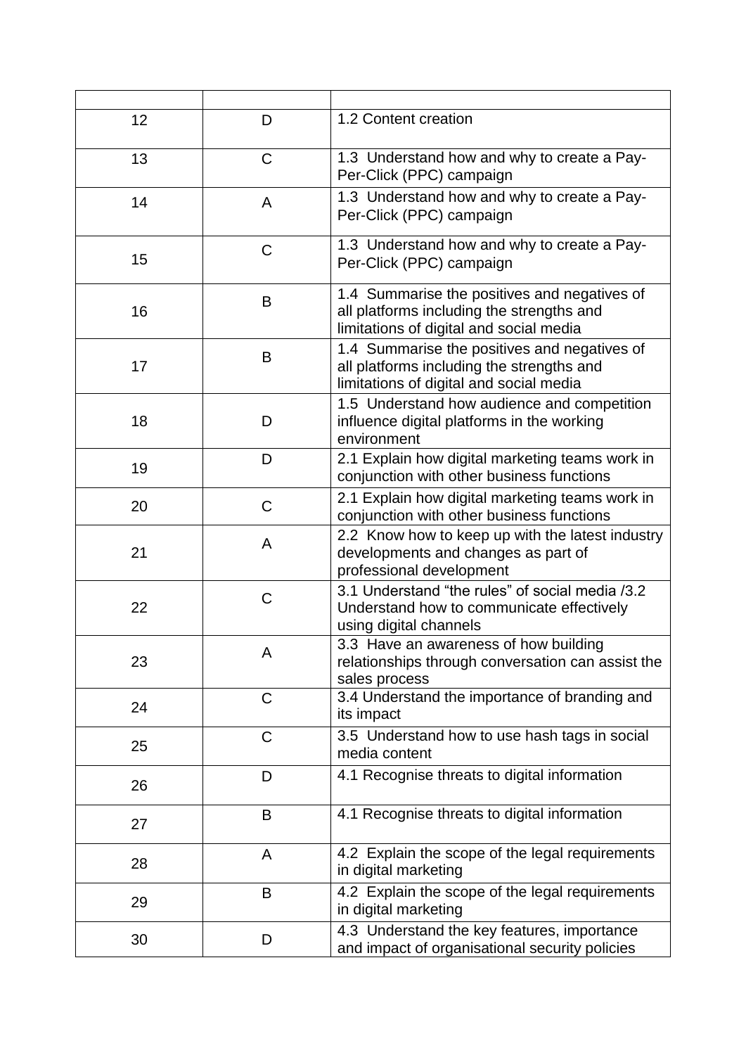| | | |
|---|---|---|
| 12 | D | 1.2 Content creation |
| 13 | C | 1.3 Understand how and why to create a Pay-Per-Click (PPC) campaign |
| 14 | A | 1.3 Understand how and why to create a Pay-Per-Click (PPC) campaign |
| 15 | C | 1.3 Understand how and why to create a Pay-Per-Click (PPC) campaign |
| 16 | B | 1.4 Summarise the positives and negatives of all platforms including the strengths and limitations of digital and social media |
| 17 | B | 1.4 Summarise the positives and negatives of all platforms including the strengths and limitations of digital and social media |
| 18 | D | 1.5 Understand how audience and competition influence digital platforms in the working environment |
| 19 | D | 2.1 Explain how digital marketing teams work in conjunction with other business functions |
| 20 | C | 2.1 Explain how digital marketing teams work in conjunction with other business functions |
| 21 | A | 2.2 Know how to keep up with the latest industry developments and changes as part of professional development |
| 22 | C | 3.1 Understand "the rules" of social media /3.2 Understand how to communicate effectively using digital channels |
| 23 | A | 3.3 Have an awareness of how building relationships through conversation can assist the sales process |
| 24 | C | 3.4 Understand the importance of branding and its impact |
| 25 | C | 3.5 Understand how to use hash tags in social media content |
| 26 | D | 4.1 Recognise threats to digital information |
| 27 | B | 4.1 Recognise threats to digital information |
| 28 | A | 4.2 Explain the scope of the legal requirements in digital marketing |
| 29 | B | 4.2 Explain the scope of the legal requirements in digital marketing |
| 30 | D | 4.3 Understand the key features, importance and impact of organisational security policies |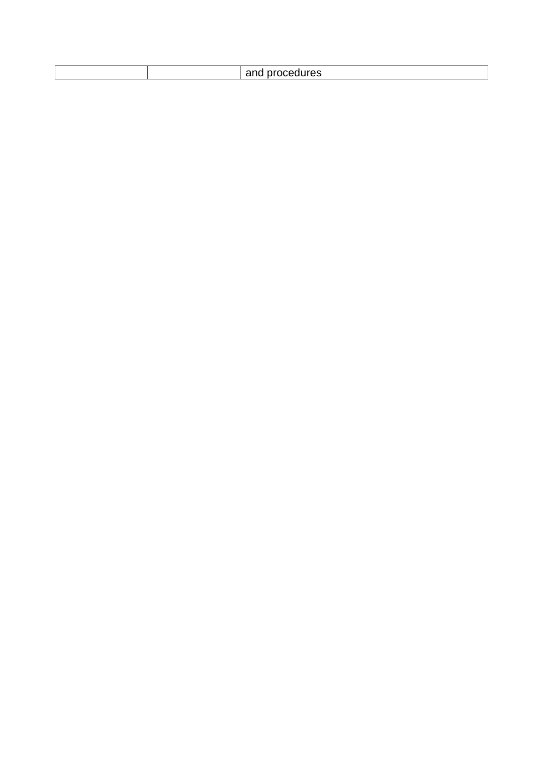| | | |
|---|---|---|
| | | and procedures |